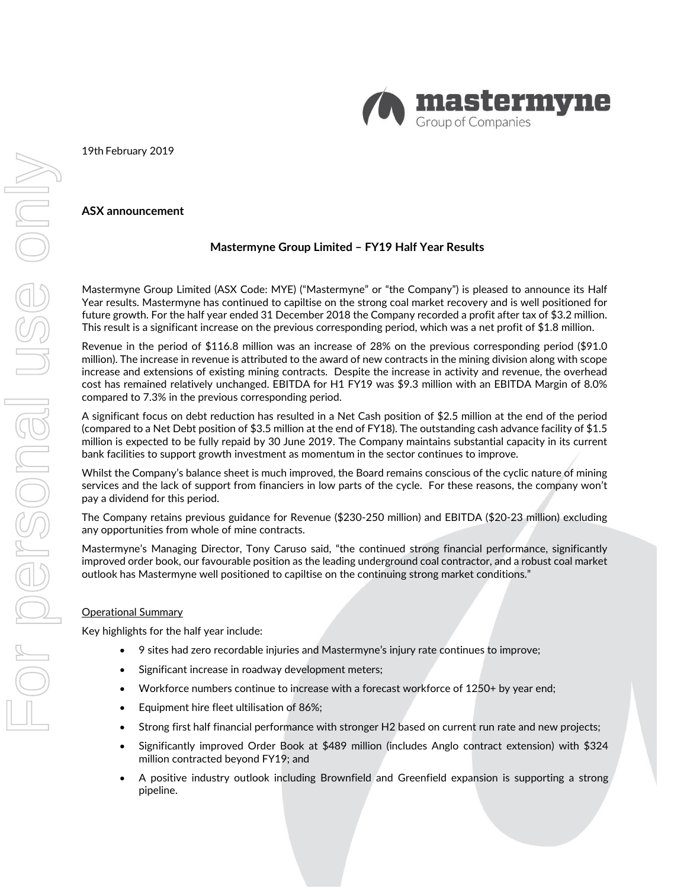19th February 2019

**ASX announcement**

## Mastermyne Group Limited – FY19 Half Year Results

Mastermyne Group Limited (ASX Code: MYE) ("Mastermyne" or "the Company") is pleased to announce its Half Year results. Mastermyne has continued to capiltise on the strong coal market recovery and is well positioned for future growth. For the half year ended 31 December 2018 the Company recorded a profit after tax of $3.2 million. This result is a significant increase on the previous corresponding period, which was a net profit of $1.8 million.

Revenue in the period of $116.8 million was an increase of 28% on the previous corresponding period ($91.0 million). The increase in revenue is attributed to the award of new contracts in the mining division along with scope increase and extensions of existing mining contracts. Despite the increase in activity and revenue, the overhead cost has remained relatively unchanged. EBITDA for H1 FY19 was $9.3 million with an EBITDA Margin of 8.0% compared to 7.3% in the previous corresponding period.

A significant focus on debt reduction has resulted in a Net Cash position of $2.5 million at the end of the period (compared to a Net Debt position of $3.5 million at the end of FY18). The outstanding cash advance facility of $1.5 million is expected to be fully repaid by 30 June 2019. The Company maintains substantial capacity in its current bank facilities to support growth investment as momentum in the sector continues to improve.

Whilst the Company's balance sheet is much improved, the Board remains conscious of the cyclic nature of mining services and the lack of support from financiers in low parts of the cycle. For these reasons, the company won't pay a dividend for this period.

The Company retains previous guidance for Revenue ($230-250 million) and EBITDA ($20-23 million) excluding any opportunities from whole of mine contracts.

Mastermyne's Managing Director, Tony Caruso said, "the continued strong financial performance, significantly improved order book, our favourable position as the leading underground coal contractor, and a robust coal market outlook has Mastermyne well positioned to capiltise on the continuing strong market conditions."

### Operational Summary

Key highlights for the half year include:

- 9 sites had zero recordable injuries and Mastermyne's injury rate continues to improve;
- Significant increase in roadway development meters;
- Workforce numbers continue to increase with a forecast workforce of 1250+ by year end;
- Equipment hire fleet utilisation of 86%;
- Strong first half financial performance with stronger H2 based on current run rate and new projects;
- Significantly improved Order Book at $489 million (includes Anglo contract extension) with $324 million contracted beyond FY19; and
- A positive industry outlook including Brownfield and Greenfield expansion is supporting a strong pipeline.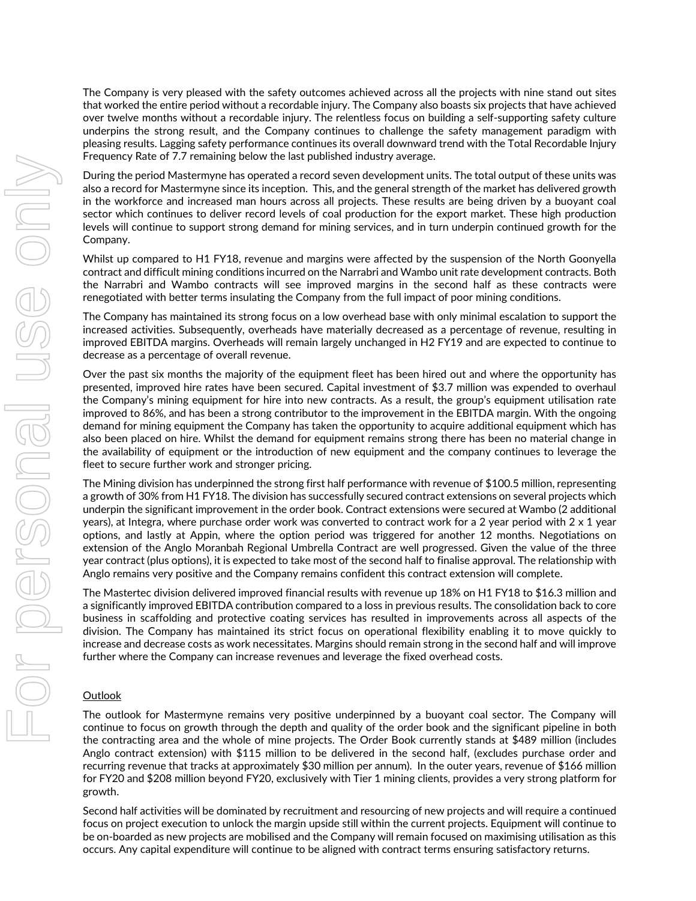The Company is very pleased with the safety outcomes achieved across all the projects with nine stand out sites that worked the entire period without a recordable injury. The Company also boasts six projects that have achieved over twelve months without a recordable injury. The relentless focus on building a self-supporting safety culture underpins the strong result, and the Company continues to challenge the safety management paradigm with pleasing results. Lagging safety performance continues its overall downward trend with the Total Recordable Injury Frequency Rate of 7.7 remaining below the last published industry average.

During the period Mastermyne has operated a record seven development units. The total output of these units was also a record for Mastermyne since its inception. This, and the general strength of the market has delivered growth in the workforce and increased man hours across all projects. These results are being driven by a buoyant coal sector which continues to deliver record levels of coal production for the export market. These high production levels will continue to support strong demand for mining services, and in turn underpin continued growth for the Company.

Whilst up compared to H1 FY18, revenue and margins were affected by the suspension of the North Goonyella contract and difficult mining conditions incurred on the Narrabri and Wambo unit rate development contracts. Both the Narrabri and Wambo contracts will see improved margins in the second half as these contracts were renegotiated with better terms insulating the Company from the full impact of poor mining conditions.

The Company has maintained its strong focus on a low overhead base with only minimal escalation to support the increased activities. Subsequently, overheads have materially decreased as a percentage of revenue, resulting in improved EBITDA margins. Overheads will remain largely unchanged in H2 FY19 and are expected to continue to decrease as a percentage of overall revenue.

Over the past six months the majority of the equipment fleet has been hired out and where the opportunity has presented, improved hire rates have been secured. Capital investment of $3.7 million was expended to overhaul the Company's mining equipment for hire into new contracts. As a result, the group's equipment utilisation rate improved to 86%, and has been a strong contributor to the improvement in the EBITDA margin. With the ongoing demand for mining equipment the Company has taken the opportunity to acquire additional equipment which has also been placed on hire. Whilst the demand for equipment remains strong there has been no material change in the availability of equipment or the introduction of new equipment and the company continues to leverage the fleet to secure further work and stronger pricing.

The Mining division has underpinned the strong first half performance with revenue of $100.5 million, representing a growth of 30% from H1 FY18. The division has successfully secured contract extensions on several projects which underpin the significant improvement in the order book. Contract extensions were secured at Wambo (2 additional years), at Integra, where purchase order work was converted to contract work for a 2 year period with 2 x 1 year options, and lastly at Appin, where the option period was triggered for another 12 months. Negotiations on extension of the Anglo Moranbah Regional Umbrella Contract are well progressed. Given the value of the three year contract (plus options), it is expected to take most of the second half to finalise approval. The relationship with Anglo remains very positive and the Company remains confident this contract extension will complete.

The Mastertec division delivered improved financial results with revenue up 18% on H1 FY18 to $16.3 million and a significantly improved EBITDA contribution compared to a loss in previous results. The consolidation back to core business in scaffolding and protective coating services has resulted in improvements across all aspects of the division. The Company has maintained its strict focus on operational flexibility enabling it to move quickly to increase and decrease costs as work necessitates. Margins should remain strong in the second half and will improve further where the Company can increase revenues and leverage the fixed overhead costs.

## Outlook

The outlook for Mastermyne remains very positive underpinned by a buoyant coal sector. The Company will continue to focus on growth through the depth and quality of the order book and the significant pipeline in both the contracting area and the whole of mine projects. The Order Book currently stands at $489 million (includes Anglo contract extension) with $115 million to be delivered in the second half, (excludes purchase order and recurring revenue that tracks at approximately $30 million per annum). In the outer years, revenue of $166 million for FY20 and $208 million beyond FY20, exclusively with Tier 1 mining clients, provides a very strong platform for growth.

Second half activities will be dominated by recruitment and resourcing of new projects and will require a continued focus on project execution to unlock the margin upside still within the current projects. Equipment will continue to be on-boarded as new projects are mobilised and the Company will remain focused on maximising utilisation as this occurs. Any capital expenditure will continue to be aligned with contract terms ensuring satisfactory returns.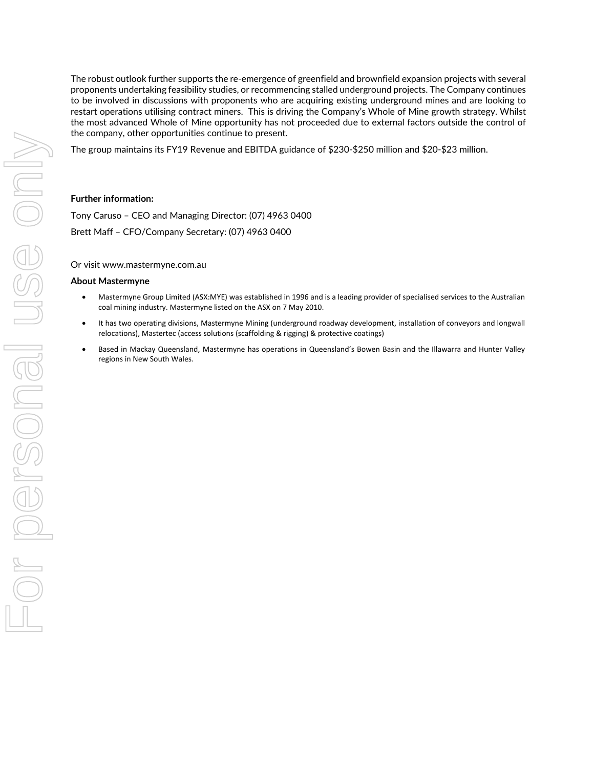The robust outlook further supports the re-emergence of greenfield and brownfield expansion projects with several proponents undertaking feasibility studies, or recommencing stalled underground projects. The Company continues to be involved in discussions with proponents who are acquiring existing underground mines and are looking to restart operations utilising contract miners. This is driving the Company's Whole of Mine growth strategy. Whilst the most advanced Whole of Mine opportunity has not proceeded due to external factors outside the control of the company, other opportunities continue to present.

The group maintains its FY19 Revenue and EBITDA guidance of $230-$250 million and $20-$23 million.

**Further information:**

Tony Caruso – CEO and Managing Director: (07) 4963 0400

Brett Maff – CFO/Company Secretary: (07) 4963 0400

Or visit www.mastermyne.com.au

**About Mastermyne**

- Mastermyne Group Limited (ASX:MYE) was established in 1996 and is a leading provider of specialised services to the Australian coal mining industry. Mastermyne listed on the ASX on 7 May 2010.
- It has two operating divisions, Mastermyne Mining (underground roadway development, installation of conveyors and longwall relocations), Mastertec (access solutions (scaffolding & rigging) & protective coatings)
- Based in Mackay Queensland, Mastermyne has operations in Queensland's Bowen Basin and the Illawarra and Hunter Valley regions in New South Wales.